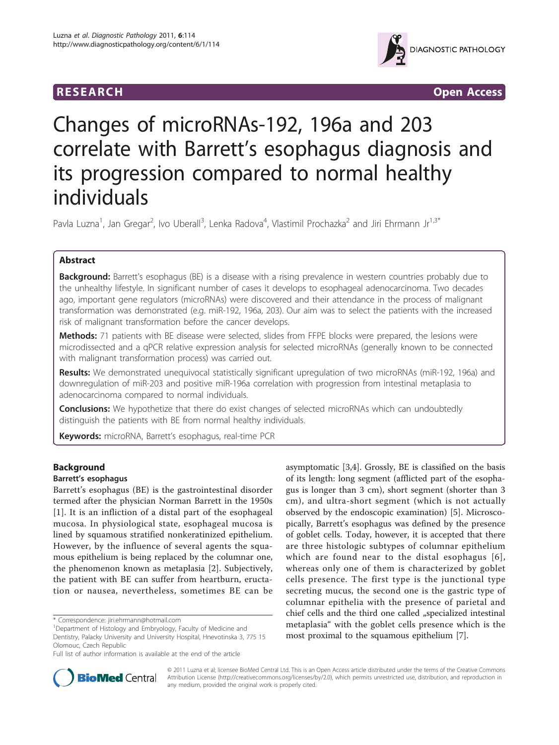RESEARCH Open Access

# Changes of microRNAs-192, 196a and 203 correlate with Barrett's esophagus diagnosis and its progression compared to normal healthy individuals

Pavla Luzna[1], Jan Gregar[2], Ivo Uberall[3], Lenka Radova[4], Vlastimil Prochazka[2] and Jiri Ehrmann Jr[1,3*]

## Abstract

**Background:** Barrett's esophagus (BE) is a disease with a rising prevalence in western countries probably due to the unhealthy lifestyle. In significant number of cases it develops to esophageal adenocarcinoma. Two decades ago, important gene regulators (microRNAs) were discovered and their attendance in the process of malignant transformation was demonstrated (e.g. miR-192, 196a, 203). Our aim was to select the patients with the increased risk of malignant transformation before the cancer develops.

**Methods:** 71 patients with BE disease were selected, slides from FFPE blocks were prepared, the lesions were microdissected and a qPCR relative expression analysis for selected microRNAs (generally known to be connected with malignant transformation process) was carried out.

**Results:** We demonstrated unequivocal statistically significant upregulation of two microRNAs (miR-192, 196a) and downregulation of miR-203 and positive miR-196a correlation with progression from intestinal metaplasia to adenocarcinoma compared to normal individuals.

**Conclusions:** We hypothetize that there do exist changes of selected microRNAs which can undoubtedly distinguish the patients with BE from normal healthy individuals.

**Keywords:** microRNA, Barrett's esophagus, real-time PCR

## Background

### Barrett's esophagus

Barrett's esophagus (BE) is the gastrointestinal disorder termed after the physician Norman Barrett in the 1950s [1]. It is an infliction of a distal part of the esophageal mucosa. In physiological state, esophageal mucosa is lined by squamous stratified nonkeratinized epithelium. However, by the influence of several agents the squamous epithelium is being replaced by the columnar one, the phenomenon known as metaplasia [2]. Subjectively, the patient with BE can suffer from heartburn, eructation or nausea, nevertheless, sometimes BE can be asymptomatic [3,4]. Grossly, BE is classified on the basis of its length: long segment (afflicted part of the esophagus is longer than 3 cm), short segment (shorter than 3 cm), and ultra-short segment (which is not actually observed by the endoscopic examination) [5]. Microscopically, Barrett's esophagus was defined by the presence of goblet cells. Today, however, it is accepted that there are three histologic subtypes of columnar epithelium which are found near to the distal esophagus [6], whereas only one of them is characterized by goblet cells presence. The first type is the junctional type secreting mucus, the second one is the gastric type of columnar epithelia with the presence of parietal and chief cells and the third one called „specialized intestinal metaplasia" with the goblet cells presence which is the most proximal to the squamous epithelium [7].

\* Correspondence: jiri.ehrmann@hotmail.com
[1]Department of Histology and Embryology, Faculty of Medicine and Dentistry, Palacky University and University Hospital, Hnevotinska 3, 775 15 Olomouc, Czech Republic
Full list of author information is available at the end of the article

© 2011 Luzna et al; licensee BioMed Central Ltd. This is an Open Access article distributed under the terms of the Creative Commons Attribution License (http://creativecommons.org/licenses/by/2.0), which permits unrestricted use, distribution, and reproduction in any medium, provided the original work is properly cited.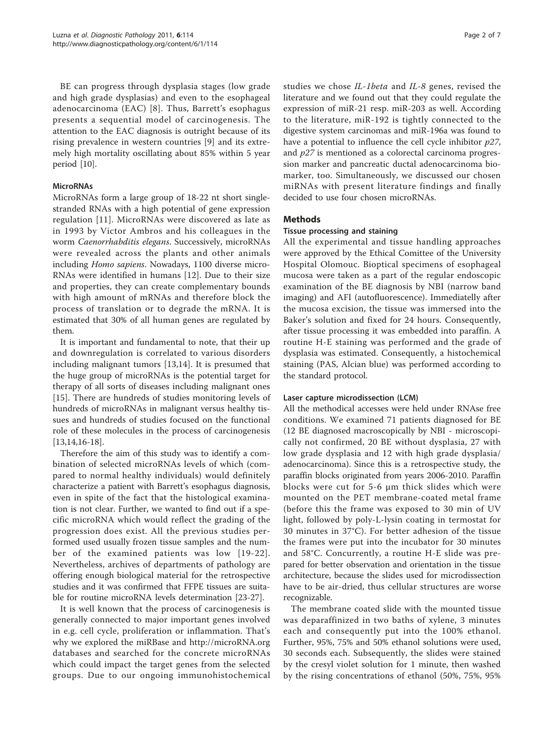BE can progress through dysplasia stages (low grade and high grade dysplasias) and even to the esophageal adenocarcinoma (EAC) [8]. Thus, Barrett's esophagus presents a sequential model of carcinogenesis. The attention to the EAC diagnosis is outright because of its rising prevalence in western countries [9] and its extremely high mortality oscillating about 85% within 5 year period [10].

### MicroRNAs

MicroRNAs form a large group of 18-22 nt short single-stranded RNAs with a high potential of gene expression regulation [11]. MicroRNAs were discovered as late as in 1993 by Victor Ambros and his colleagues in the worm *Caenorrhabditis elegans*. Successively, microRNAs were revealed across the plants and other animals including *Homo sapiens*. Nowadays, 1100 diverse microRNAs were identified in humans [12]. Due to their size and properties, they can create complementary bounds with high amount of mRNAs and therefore block the process of translation or to degrade the mRNA. It is estimated that 30% of all human genes are regulated by them.

It is important and fundamental to note, that their up and downregulation is correlated to various disorders including malignant tumors [13,14]. It is presumed that the huge group of microRNAs is the potential target for therapy of all sorts of diseases including malignant ones [15]. There are hundreds of studies monitoring levels of hundreds of microRNAs in malignant versus healthy tissues and hundreds of studies focused on the functional role of these molecules in the process of carcinogenesis [13,14,16-18].

Therefore the aim of this study was to identify a combination of selected microRNAs levels of which (compared to normal healthy individuals) would definitely characterize a patient with Barrett's esophagus diagnosis, even in spite of the fact that the histological examination is not clear. Further, we wanted to find out if a specific microRNA which would reflect the grading of the progression does exist. All the previous studies performed used usually frozen tissue samples and the number of the examined patients was low [19-22]. Nevertheless, archives of departments of pathology are offering enough biological material for the retrospective studies and it was confirmed that FFPE tissues are suitable for routine microRNA levels determination [23-27].

It is well known that the process of carcinogenesis is generally connected to major important genes involved in e.g. cell cycle, proliferation or inflammation. That's why we explored the miRBase and http://microRNA.org databases and searched for the concrete microRNAs which could impact the target genes from the selected groups. Due to our ongoing immunohistochemical studies we chose *IL-1beta* and *IL-8* genes, revised the literature and we found out that they could regulate the expression of miR-21 resp. miR-203 as well. According to the literature, miR-192 is tightly connected to the digestive system carcinomas and miR-196a was found to have a potential to influence the cell cycle inhibitor *p27*, and *p27* is mentioned as a colorectal carcinoma progression marker and pancreatic ductal adenocarcinoma biomarker, too. Simultaneously, we discussed our chosen miRNAs with present literature findings and finally decided to use four chosen microRNAs.

## Methods

### Tissue processing and staining

All the experimental and tissue handling approaches were approved by the Ethical Comittee of the University Hospital Olomouc. Bioptical specimens of esophageal mucosa were taken as a part of the regular endoscopic examination of the BE diagnosis by NBI (narrow band imaging) and AFI (autofluorescence). Immediatelly after the mucosa excision, the tissue was immersed into the Baker's solution and fixed for 24 hours. Consequently, after tissue processing it was embedded into paraffin. A routine H-E staining was performed and the grade of dysplasia was estimated. Consequently, a histochemical staining (PAS, Alcian blue) was performed according to the standard protocol.

### Laser capture microdissection (LCM)

All the methodical accesses were held under RNAse free conditions. We examined 71 patients diagnosed for BE (12 BE diagnosed macroscopically by NBI - microscopically not confirmed, 20 BE without dysplasia, 27 with low grade dysplasia and 12 with high grade dysplasia/adenocarcinoma). Since this is a retrospective study, the paraffin blocks originated from years 2006-2010. Paraffin blocks were cut for 5-6 μm thick slides which were mounted on the PET membrane-coated metal frame (before this the frame was exposed to 30 min of UV light, followed by poly-L-lysin coating in termostat for 30 minutes in 37°C). For better adhesion of the tissue the frames were put into the incubator for 30 minutes and 58°C. Concurrently, a routine H-E slide was prepared for better observation and orientation in the tissue architecture, because the slides used for microdissection have to be air-dried, thus cellular structures are worse recognizable.

The membrane coated slide with the mounted tissue was deparaffinized in two baths of xylene, 3 minutes each and consequently put into the 100% ethanol. Further, 95%, 75% and 50% ethanol solutions were used, 30 seconds each. Subsequently, the slides were stained by the cresyl violet solution for 1 minute, then washed by the rising concentrations of ethanol (50%, 75%, 95%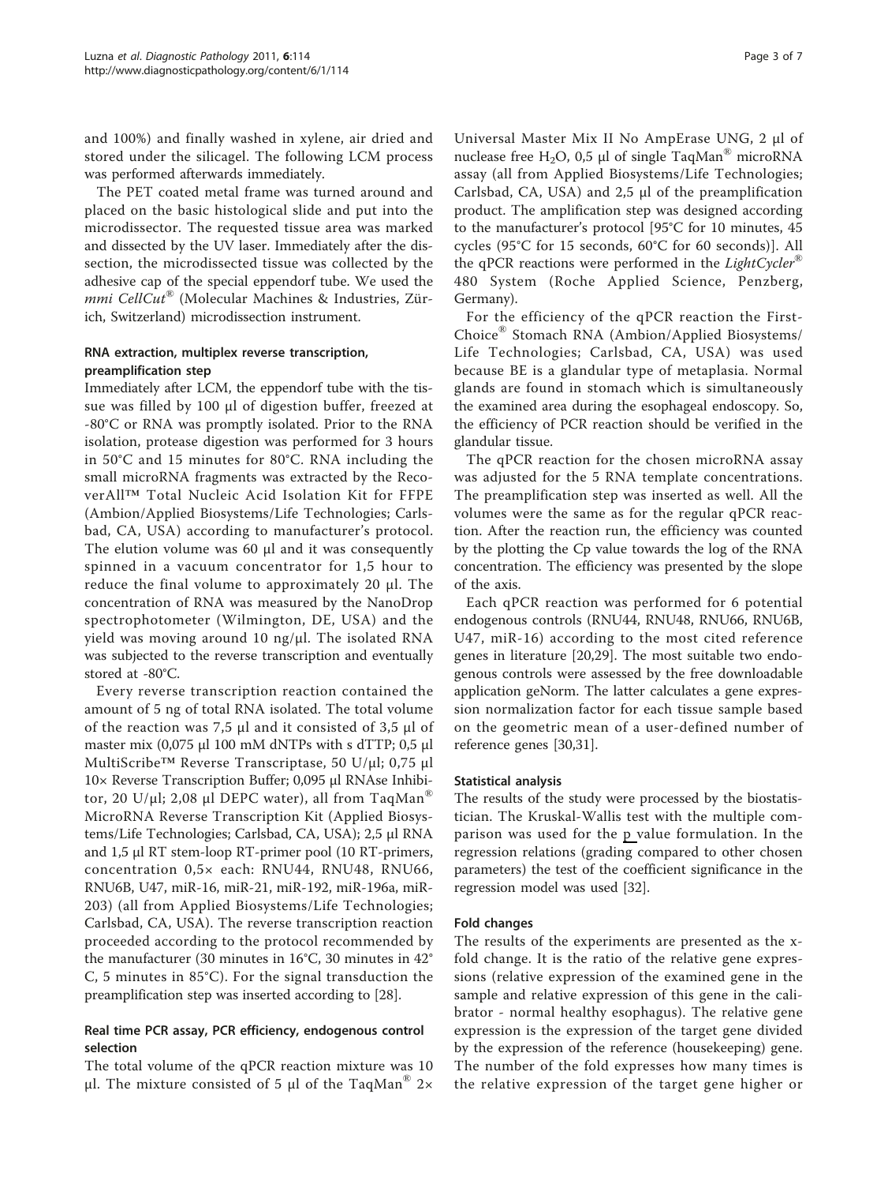and 100%) and finally washed in xylene, air dried and stored under the silicagel. The following LCM process was performed afterwards immediately.

The PET coated metal frame was turned around and placed on the basic histological slide and put into the microdissector. The requested tissue area was marked and dissected by the UV laser. Immediately after the dissection, the microdissected tissue was collected by the adhesive cap of the special eppendorf tube. We used the *mmi CellCut*® (Molecular Machines & Industries, Zürich, Switzerland) microdissection instrument.

### RNA extraction, multiplex reverse transcription, preamplification step

Immediately after LCM, the eppendorf tube with the tissue was filled by 100 μl of digestion buffer, frozen at -80°C or RNA was promptly isolated. Prior to the RNA isolation, protease digestion was performed for 3 hours in 50°C and 15 minutes for 80°C. RNA including the small microRNA fragments was extracted by the RecoverAll™ Total Nucleic Acid Isolation Kit for FFPE (Ambion/Applied Biosystems/Life Technologies; Carlsbad, CA, USA) according to manufacturer's protocol. The elution volume was 60 μl and it was consequently spinned in a vacuum concentrator for 1,5 hour to reduce the final volume to approximately 20 μl. The concentration of RNA was measured by the NanoDrop spectrophotometer (Wilmington, DE, USA) and the yield was moving around 10 ng/μl. The isolated RNA was subjected to the reverse transcription and eventually stored at -80°C.

Every reverse transcription reaction contained the amount of 5 ng of total RNA isolated. The total volume of the reaction was 7,5 μl and it consisted of 3,5 μl of master mix (0,075 μl 100 mM dNTPs with s dTTP; 0,5 μl MultiScribe™ Reverse Transcriptase, 50 U/μl; 0,75 μl 10× Reverse Transcription Buffer; 0,095 μl RNAse Inhibitor, 20 U/μl; 2,08 μl DEPC water), all from TaqMan® MicroRNA Reverse Transcription Kit (Applied Biosystems/Life Technologies; Carlsbad, CA, USA); 2,5 μl RNA and 1,5 μl RT stem-loop RT-primer pool (10 RT-primers, concentration 0,5× each: RNU44, RNU48, RNU66, RNU6B, U47, miR-16, miR-21, miR-192, miR-196a, miR-203) (all from Applied Biosystems/Life Technologies; Carlsbad, CA, USA). The reverse transcription reaction proceeded according to the protocol recommended by the manufacturer (30 minutes in 16°C, 30 minutes in 42°C, 5 minutes in 85°C). For the signal transduction the preamplification step was inserted according to [28].

### Real time PCR assay, PCR efficiency, endogenous control selection

The total volume of the qPCR reaction mixture was 10 μl. The mixture consisted of 5 μl of the TaqMan® 2× Universal Master Mix II No AmpErase UNG, 2 μl of nuclease free $H_2O$, 0,5 μl of single TaqMan® microRNA assay (all from Applied Biosystems/Life Technologies; Carlsbad, CA, USA) and 2,5 μl of the preamplification product. The amplification step was designed according to the manufacturer's protocol [95°C for 10 minutes, 45 cycles (95°C for 15 seconds, 60°C for 60 seconds)]. All the qPCR reactions were performed in the *LightCycler*® 480 System (Roche Applied Science, Penzberg, Germany).

For the efficiency of the qPCR reaction the First-Choice® Stomach RNA (Ambion/Applied Biosystems/Life Technologies; Carlsbad, CA, USA) was used because BE is a glandular type of metaplasia. Normal glands are found in stomach which is simultaneously the examined area during the esophageal endoscopy. So, the efficiency of PCR reaction should be verified in the glandular tissue.

The qPCR reaction for the chosen microRNA assay was adjusted for the 5 RNA template concentrations. The preamplification step was inserted as well. All the volumes were the same as for the regular qPCR reaction. After the reaction run, the efficiency was counted by the plotting the Cp value towards the log of the RNA concentration. The efficiency was presented by the slope of the axis.

Each qPCR reaction was performed for 6 potential endogenous controls (RNU44, RNU48, RNU66, RNU6B, U47, miR-16) according to the most cited reference genes in literature [20,29]. The most suitable two endogenous controls were assessed by the free downloadable application geNorm. The latter calculates a gene expression normalization factor for each tissue sample based on the geometric mean of a user-defined number of reference genes [30,31].

### Statistical analysis

The results of the study were processed by the biostatistician. The Kruskal-Wallis test with the multiple comparison was used for the p value formulation. In the regression relations (grading compared to other chosen parameters) the test of the coefficient significance in the regression model was used [32].

### Fold changes

The results of the experiments are presented as the x-fold change. It is the ratio of the relative gene expressions (relative expression of the examined gene in the sample and relative expression of this gene in the calibrator - normal healthy esophagus). The relative gene expression is the expression of the target gene divided by the expression of the reference (housekeeping) gene. The number of the fold expresses how many times is the relative expression of the target gene higher or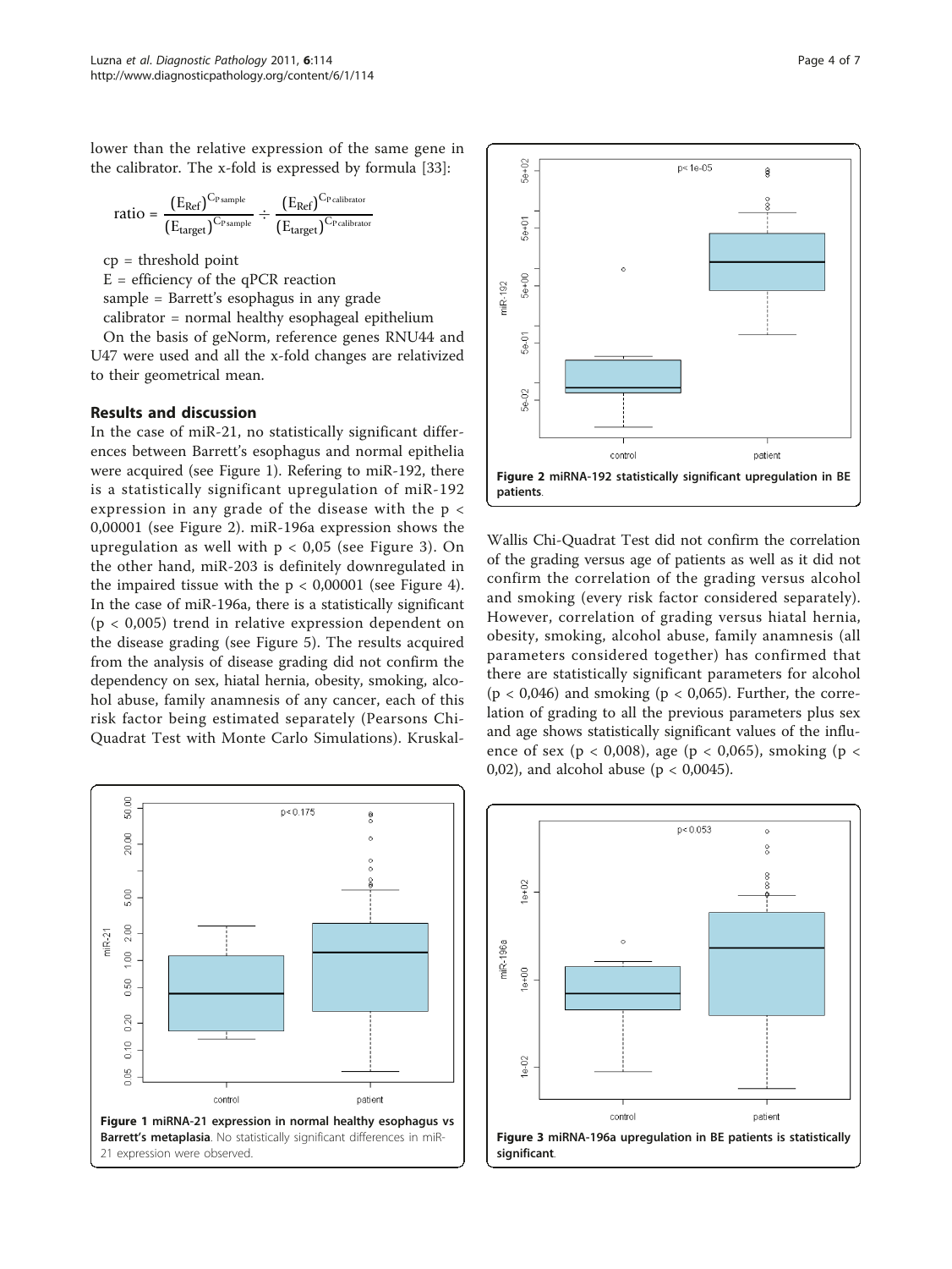lower than the relative expression of the same gene in the calibrator. The x-fold is expressed by formula [33]:

$$\text{ratio} = \frac{(E_{Ref})^{C_{P\,sample}}}{(E_{target})^{C_{P\,sample}}} \div \frac{(E_{Ref})^{C_{P\,calibrator}}}{(E_{target})^{C_{P\,calibrator}}}$$

cp = threshold point

E = efficiency of the qPCR reaction

sample = Barrett's esophagus in any grade

calibrator = normal healthy esophageal epithelium

On the basis of geNorm, reference genes RNU44 and U47 were used and all the x-fold changes are relativized to their geometrical mean.

## Results and discussion

In the case of miR-21, no statistically significant differences between Barrett's esophagus and normal epithelia were acquired (see Figure 1). Refering to miR-192, there is a statistically significant upregulation of miR-192 expression in any grade of the disease with the $p < 0{,}00001$ (see Figure 2). miR-196a expression shows the upregulation as well with $p < 0{,}05$ (see Figure 3). On the other hand, miR-203 is definitely downregulated in the impaired tissue with the $p < 0{,}00001$ (see Figure 4). In the case of miR-196a, there is a statistically significant ($p < 0{,}005$) trend in relative expression dependent on the disease grading (see Figure 5). The results acquired from the analysis of disease grading did not confirm the dependency on sex, hiatal hernia, obesity, smoking, alcohol abuse, family anamnesis of any cancer, each of this risk factor being estimated separately (Pearsons Chi-Quadrat Test with Monte Carlo Simulations). Kruskal-Wallis Chi-Quadrat Test did not confirm the correlation of the grading versus age of patients as well as it did not confirm the correlation of the grading versus alcohol and smoking (every risk factor considered separately). However, correlation of grading versus hiatal hernia, obesity, smoking, alcohol abuse, family anamnesis (all parameters considered together) has confirmed that there are statistically significant parameters for alcohol ($p < 0{,}046$) and smoking ($p < 0{,}065$). Further, the correlation of grading to all the previous parameters plus sex and age shows statistically significant values of the influence of sex ($p < 0{,}008$), age ($p < 0{,}065$), smoking ($p < 0{,}02$), and alcohol abuse ($p < 0{,}0045$).

**Figure 1 miRNA-21 expression in normal healthy esophagus vs Barrett's metaplasia**. No statistically significant differences in miR-21 expression were observed.

**Figure 2 miRNA-192 statistically significant upregulation in BE patients**.

**Figure 3 miRNA-196a upregulation in BE patients is statistically significant**.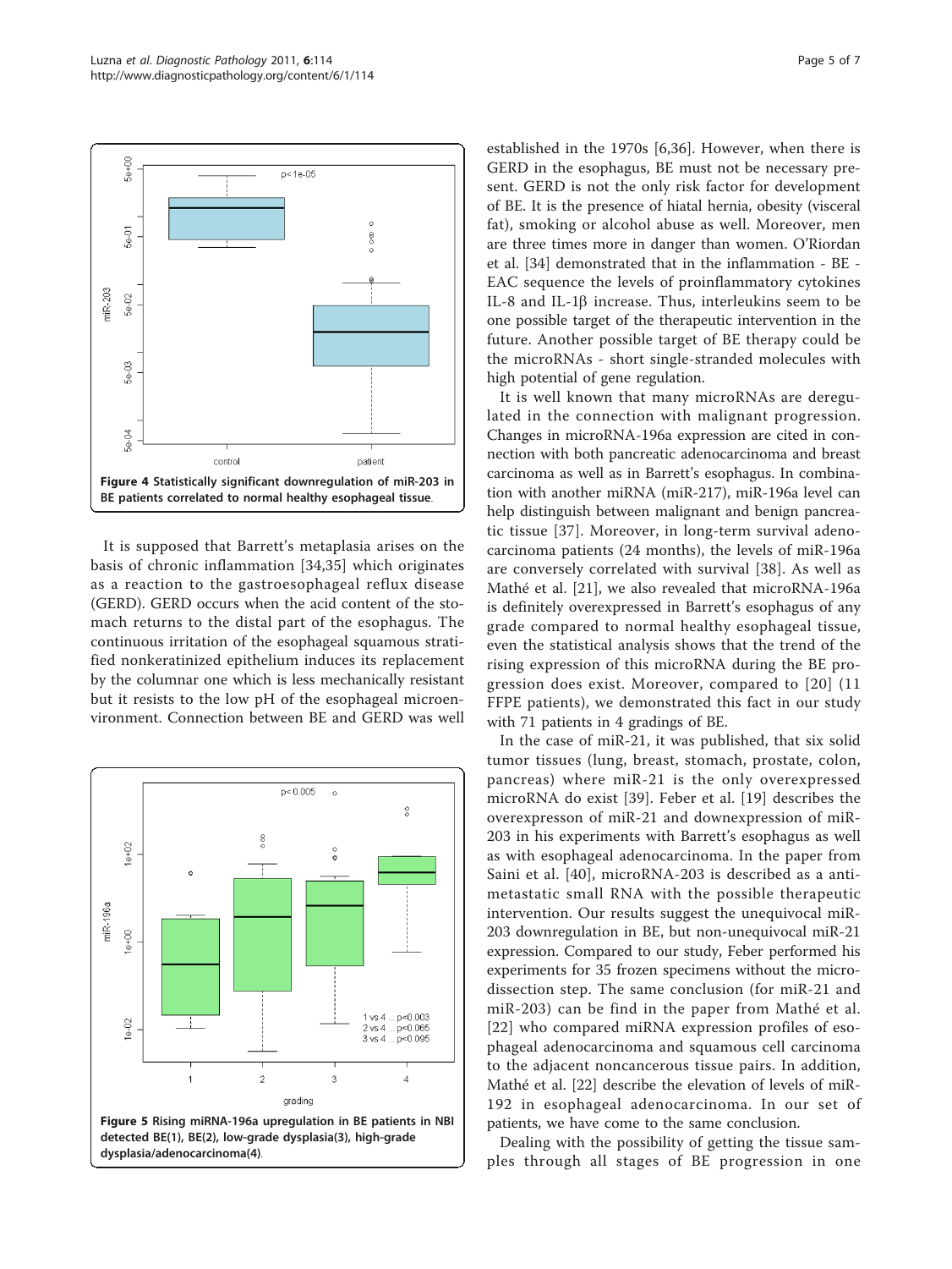Figure 4 Statistically significant downregulation of miR-203 in BE patients correlated to normal healthy esophageal tissue.

It is supposed that Barrett's metaplasia arises on the basis of chronic inflammation [34,35] which originates as a reaction to the gastroesophageal reflux disease (GERD). GERD occurs when the acid content of the stomach returns to the distal part of the esophagus. The continuous irritation of the esophageal squamous stratified nonkeratinized epithelium induces its replacement by the columnar one which is less mechanically resistant but it resists to the low pH of the esophageal microenvironment. Connection between BE and GERD was well established in the 1970s [6,36]. However, when there is GERD in the esophagus, BE must not be necessary present. GERD is not the only risk factor for development of BE. It is the presence of hiatal hernia, obesity (visceral fat), smoking or alcohol abuse as well. Moreover, men are three times more in danger than women. O'Riordan et al. [34] demonstrated that in the inflammation - BE - EAC sequence the levels of proinflammatory cytokines IL-8 and IL-1β increase. Thus, interleukins seem to be one possible target of the therapeutic intervention in the future. Another possible target of BE therapy could be the microRNAs - short single-stranded molecules with high potential of gene regulation.

Figure 5 Rising miRNA-196a upregulation in BE patients in NBI detected BE(1), BE(2), low-grade dysplasia(3), high-grade dysplasia/adenocarcinoma(4).

It is well known that many microRNAs are deregulated in the connection with malignant progression. Changes in microRNA-196a expression are cited in connection with both pancreatic adenocarcinoma and breast carcinoma as well as in Barrett's esophagus. In combination with another miRNA (miR-217), miR-196a level can help distinguish between malignant and benign pancreatic tissue [37]. Moreover, in long-term survival adenocarcinoma patients (24 months), the levels of miR-196a are conversely correlated with survival [38]. As well as Mathé et al. [21], we also revealed that microRNA-196a is definitely overexpressed in Barrett's esophagus of any grade compared to normal healthy esophageal tissue, even the statistical analysis shows that the trend of the rising expression of this microRNA during the BE progression does exist. Moreover, compared to [20] (11 FFPE patients), we demonstrated this fact in our study with 71 patients in 4 gradings of BE.

In the case of miR-21, it was published, that six solid tumor tissues (lung, breast, stomach, prostate, colon, pancreas) where miR-21 is the only overexpressed microRNA do exist [39]. Feber et al. [19] describes the overexpresson of miR-21 and downexpression of miR-203 in his experiments with Barrett's esophagus as well as with esophageal adenocarcinoma. In the paper from Saini et al. [40], microRNA-203 is described as a anti-metastatic small RNA with the possible therapeutic intervention. Our results suggest the unequivocal miR-203 downregulation in BE, but non-unequivocal miR-21 expression. Compared to our study, Feber performed his experiments for 35 frozen specimens without the microdissection step. The same conclusion (for miR-21 and miR-203) can be find in the paper from Mathé et al. [22] who compared miRNA expression profiles of esophageal adenocarcinoma and squamous cell carcinoma to the adjacent noncancerous tissue pairs. In addition, Mathé et al. [22] describe the elevation of levels of miR-192 in esophageal adenocarcinoma. In our set of patients, we have come to the same conclusion.

Dealing with the possibility of getting the tissue samples through all stages of BE progression in one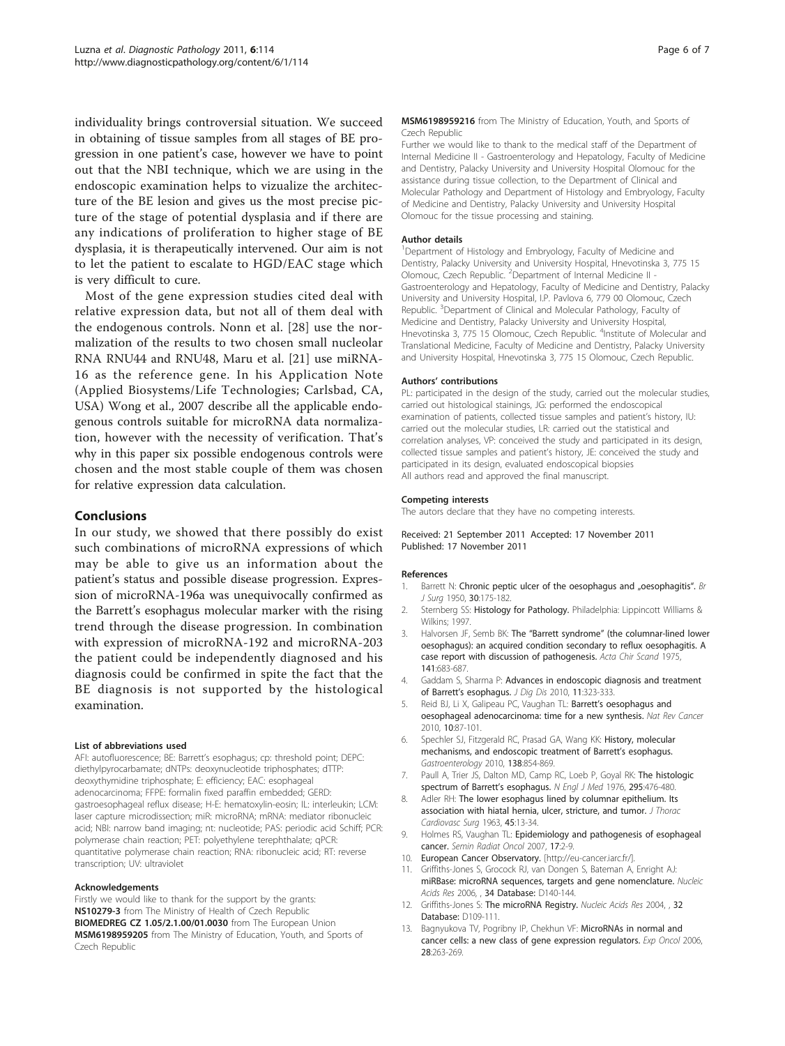individuality brings controversial situation. We succeed in obtaining of tissue samples from all stages of BE progression in one patient's case, however we have to point out that the NBI technique, which we are using in the endoscopic examination helps to vizualize the architecture of the BE lesion and gives us the most precise picture of the stage of potential dysplasia and if there are any indications of proliferation to higher stage of BE dysplasia, it is therapeutically intervened. Our aim is not to let the patient to escalate to HGD/EAC stage which is very difficult to cure.

Most of the gene expression studies cited deal with relative expression data, but not all of them deal with the endogenous controls. Nonn et al. [28] use the normalization of the results to two chosen small nucleolar RNA RNU44 and RNU48, Maru et al. [21] use miRNA-16 as the reference gene. In his Application Note (Applied Biosystems/Life Technologies; Carlsbad, CA, USA) Wong et al., 2007 describe all the applicable endogenous controls suitable for microRNA data normalization, however with the necessity of verification. That's why in this paper six possible endogenous controls were chosen and the most stable couple of them was chosen for relative expression data calculation.

## Conclusions

In our study, we showed that there possibly do exist such combinations of microRNA expressions of which may be able to give us an information about the patient's status and possible disease progression. Expression of microRNA-196a was unequivocally confirmed as the Barrett's esophagus molecular marker with the rising trend through the disease progression. In combination with expression of microRNA-192 and microRNA-203 the patient could be independently diagnosed and his diagnosis could be confirmed in spite the fact that the BE diagnosis is not supported by the histological examination.

#### List of abbreviations used

AFI: autofluorescence; BE: Barrett's esophagus; cp: threshold point; DEPC: diethylpyrocarbamate; dNTPs: deoxynucleotide triphosphates; dTTP: deoxythymidine triphosphate; E: efficiency; EAC: esophageal adenocarcinoma; FFPE: formalin fixed paraffin embedded; GERD: gastroesophageal reflux disease; H-E: hematoxylin-eosin; IL: interleukin; LCM: laser capture microdissection; miR: microRNA; mRNA: mediator ribonucleic acid; NBI: narrow band imaging; nt: nucleotide; PAS: periodic acid Schiff; PCR: polymerase chain reaction; PET: polyethylene terephthalate; qPCR: quantitative polymerase chain reaction; RNA: ribonucleic acid; RT: reverse transcription; UV: ultraviolet

#### Acknowledgements

Firstly we would like to thank for the support by the grants:
**NS10279-3** from The Ministry of Health of Czech Republic
**BIOMEDREG CZ 1.05/2.1.00/01.0030** from The European Union
**MSM6198959205** from The Ministry of Education, Youth, and Sports of Czech Republic
**MSM6198959216** from The Ministry of Education, Youth, and Sports of Czech Republic
Further we would like to thank to the medical staff of the Department of Internal Medicine II - Gastroenterology and Hepatology, Faculty of Medicine and Dentistry, Palacky University and University Hospital Olomouc for the assistance during tissue collection, to the Department of Clinical and Molecular Pathology and Department of Histology and Embryology, Faculty of Medicine and Dentistry, Palacky University and University Hospital Olomouc for the tissue processing and staining.

#### Author details

[1]Department of Histology and Embryology, Faculty of Medicine and Dentistry, Palacky University and University Hospital, Hnevotinska 3, 775 15 Olomouc, Czech Republic. [2]Department of Internal Medicine II - Gastroenterology and Hepatology, Faculty of Medicine and Dentistry, Palacky University and University Hospital, I.P. Pavlova 6, 779 00 Olomouc, Czech Republic. [3]Department of Clinical and Molecular Pathology, Faculty of Medicine and Dentistry, Palacky University and University Hospital, Hnevotinska 3, 775 15 Olomouc, Czech Republic. [4]Institute of Molecular and Translational Medicine, Faculty of Medicine and Dentistry, Palacky University and University Hospital, Hnevotinska 3, 775 15 Olomouc, Czech Republic.

#### Authors' contributions

PL: participated in the design of the study, carried out the molecular studies, carried out histological stainings, JG: performed the endoscopical examination of patients, collected tissue samples and patient's history, IU: carried out the molecular studies, LR: carried out the statistical and correlation analyses, VP: conceived the study and participated in its design, collected tissue samples and patient's history, JE: conceived the study and participated in its design, evaluated endoscopical biopsies
All authors read and approved the final manuscript.

#### Competing interests

The autors declare that they have no competing interests.

Received: 21 September 2011 Accepted: 17 November 2011
Published: 17 November 2011

#### References

1. Barrett N: **Chronic peptic ulcer of the oesophagus and „oesophagitis".** *Br J Surg* 1950, **30**:175-182.
2. Sternberg SS: **Histology for Pathology.** Philadelphia: Lippincott Williams & Wilkins; 1997.
3. Halvorsen JF, Semb BK: **The "Barrett syndrome" (the columnar-lined lower oesophagus): an acquired condition secondary to reflux oesophagitis. A case report with discussion of pathogenesis.** *Acta Chir Scand* 1975, **141**:683-687.
4. Gaddam S, Sharma P: **Advances in endoscopic diagnosis and treatment of Barrett's esophagus.** *J Dig Dis* 2010, **11**:323-333.
5. Reid BJ, Li X, Galipeau PC, Vaughan TL: **Barrett's oesophagus and oesophageal adenocarcinoma: time for a new synthesis.** *Nat Rev Cancer* 2010, **10**:87-101.
6. Spechler SJ, Fitzgerald RC, Prasad GA, Wang KK: **History, molecular mechanisms, and endoscopic treatment of Barrett's esophagus.** *Gastroenterology* 2010, **138**:854-869.
7. Paull A, Trier JS, Dalton MD, Camp RC, Loeb P, Goyal RK: **The histologic spectrum of Barrett's esophagus.** *N Engl J Med* 1976, **295**:476-480.
8. Adler RH: **The lower esophagus lined by columnar epithelium. Its association with hiatal hernia, ulcer, stricture, and tumor.** *J Thorac Cardiovasc Surg* 1963, **45**:13-34.
9. Holmes RS, Vaughan TL: **Epidemiology and pathogenesis of esophageal cancer.** *Semin Radiat Oncol* 2007, **17**:2-9.
10. **European Cancer Observatory.** [http://eu-cancer.iarc.fr/].
11. Griffiths-Jones S, Grocock RJ, van Dongen S, Bateman A, Enright AJ: **miRBase: microRNA sequences, targets and gene nomenclature.** *Nucleic Acids Res* 2006, , **34** Database: D140-144.
12. Griffiths-Jones S: **The microRNA Registry.** *Nucleic Acids Res* 2004, , **32** Database: D109-111.
13. Bagnyukova TV, Pogribny IP, Chekhun VF: **MicroRNAs in normal and cancer cells: a new class of gene expression regulators.** *Exp Oncol* 2006, **28**:263-269.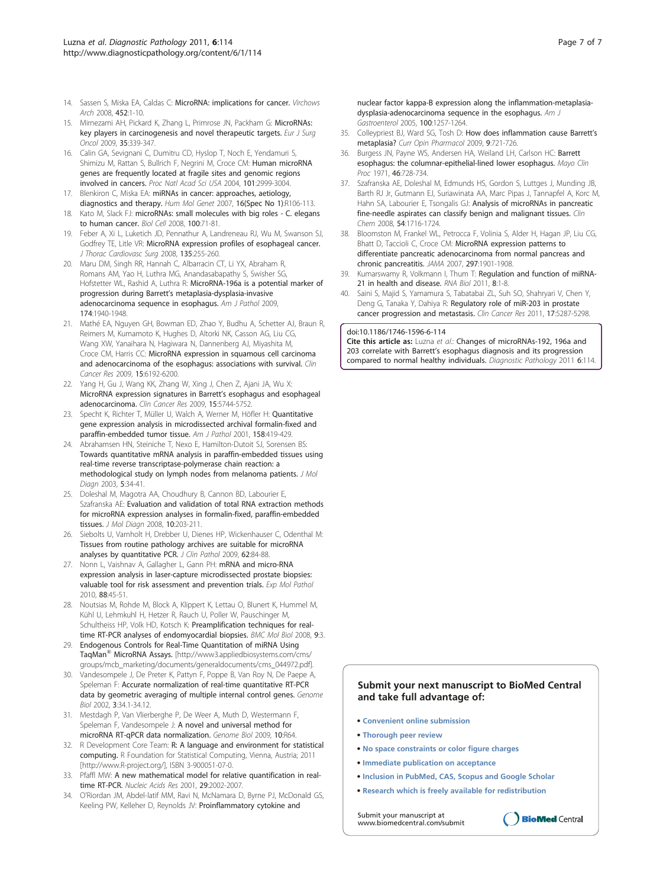14. Sassen S, Miska EA, Caldas C: **MicroRNA: implications for cancer.** *Virchows Arch* 2008, **452**:1-10.
15. Mirnezami AH, Pickard K, Zhang L, Primrose JN, Packham G: **MicroRNAs: key players in carcinogenesis and novel therapeutic targets.** *Eur J Surg Oncol* 2009, **35**:339-347.
16. Calin GA, Sevignani C, Dumitru CD, Hyslop T, Noch E, Yendamuri S, Shimizu M, Rattan S, Bullrich F, Negrini M, Croce CM: **Human microRNA genes are frequently located at fragile sites and genomic regions involved in cancers.** *Proc Natl Acad Sci USA* 2004, **101**:2999-3004.
17. Blenkiron C, Miska EA: **miRNAs in cancer: approaches, aetiology, diagnostics and therapy.** *Hum Mol Genet* 2007, **16(Spec No 1)**:R106-113.
18. Kato M, Slack FJ: **microRNAs: small molecules with big roles - C. elegans to human cancer.** *Biol Cell* 2008, **100**:71-81.
19. Feber A, Xi L, Luketich JD, Pennathur A, Landreneau RJ, Wu M, Swanson SJ, Godfrey TE, Litle VR: **MicroRNA expression profiles of esophageal cancer.** *J Thorac Cardiovasc Surg* 2008, **135**:255-260.
20. Maru DM, Singh RR, Hannah C, Albarracin CT, Li YX, Abraham R, Romans AM, Yao H, Luthra MG, Anandasabapathy S, Swisher SG, Hofstetter WL, Rashid A, Luthra R: **MicroRNA-196a is a potential marker of progression during Barrett's metaplasia-dysplasia-invasive adenocarcinoma sequence in esophagus.** *Am J Pathol* 2009, **174**:1940-1948.
21. Mathé EA, Nguyen GH, Bowman ED, Zhao Y, Budhu A, Schetter AJ, Braun R, Reimers M, Kumamoto K, Hughes D, Altorki NK, Casson AG, Liu CG, Wang XW, Yanaihara N, Hagiwara N, Dannenberg AJ, Miyashita M, Croce CM, Harris CC: **MicroRNA expression in squamous cell carcinoma and adenocarcinoma of the esophagus: associations with survival.** *Clin Cancer Res* 2009, **15**:6192-6200.
22. Yang H, Gu J, Wang KK, Zhang W, Xing J, Chen Z, Ajani JA, Wu X: **MicroRNA expression signatures in Barrett's esophagus and esophageal adenocarcinoma.** *Clin Cancer Res* 2009, **15**:5744-5752.
23. Specht K, Richter T, Müller U, Walch A, Werner M, Höfler H: **Quantitative gene expression analysis in microdissected archival formalin-fixed and paraffin-embedded tumor tissue.** *Am J Pathol* 2001, **158**:419-429.
24. Abrahamsen HN, Steiniche T, Nexo E, Hamilton-Dutoit SJ, Sorensen BS: **Towards quantitative mRNA analysis in paraffin-embedded tissues using real-time reverse transcriptase-polymerase chain reaction: a methodological study on lymph nodes from melanoma patients.** *J Mol Diagn* 2003, **5**:34-41.
25. Doleshal M, Magotra AA, Choudhury B, Cannon BD, Labourier E, Szafranska AE: **Evaluation and validation of total RNA extraction methods for microRNA expression analyses in formalin-fixed, paraffin-embedded tissues.** *J Mol Diagn* 2008, **10**:203-211.
26. Siebolts U, Varnholt H, Drebber U, Dienes HP, Wickenhauser C, Odenthal M: **Tissues from routine pathology archives are suitable for microRNA analyses by quantitative PCR.** *J Clin Pathol* 2009, **62**:84-88.
27. Nonn L, Vaishnav A, Gallagher L, Gann PH: **mRNA and micro-RNA expression analysis in laser-capture microdissected prostate biopsies: valuable tool for risk assessment and prevention trials.** *Exp Mol Pathol* 2010, **88**:45-51.
28. Noutsias M, Rohde M, Block A, Klippert K, Lettau O, Blunert K, Hummel M, Kühl U, Lehmkuhl H, Hetzer R, Rauch U, Poller W, Pauschinger M, Schultheiss HP, Volk HD, Kotsch K: **Preamplification techniques for real-time RT-PCR analyses of endomyocardial biopsies.** *BMC Mol Biol* 2008, **9**:3.
29. **Endogenous Controls for Real-Time Quantitation of miRNA Using TaqMan® MicroRNA Assays.** [http://www3.appliedbiosystems.com/cms/groups/mcb_marketing/documents/generaldocuments/cms_044972.pdf].
30. Vandesompele J, De Preter K, Pattyn F, Poppe B, Van Roy N, De Paepe A, Speleman F: **Accurate normalization of real-time quantitative RT-PCR data by geometric averaging of multiple internal control genes.** *Genome Biol* 2002, **3**:34.1-34.12.
31. Mestdagh P, Van Vlierberghe P, De Weer A, Muth D, Westermann F, Speleman F, Vandesompele J: **A novel and universal method for microRNA RT-qPCR data normalization.** *Genome Biol* 2009, **10**:R64.
32. R Development Core Team: **R: A language and environment for statistical computing.** R Foundation for Statistical Computing, Vienna, Austria; 2011 [http://www.R-project.org/], ISBN 3-900051-07-0.
33. Pfaffl MW: **A new mathematical model for relative quantification in real-time RT-PCR.** *Nucleic Acids Res* 2001, **29**:2002-2007.
34. O'Riordan JM, Abdel-latif MM, Ravi N, McNamara D, Byrne PJ, McDonald GS, Keeling PW, Kelleher D, Reynolds JV: **Proinflammatory cytokine and nuclear factor kappa-B expression along the inflammation-metaplasia-dysplasia-adenocarcinoma sequence in the esophagus.** *Am J Gastroenterol* 2005, **100**:1257-1264.
35. Colleypriest BJ, Ward SG, Tosh D: **How does inflammation cause Barrett's metaplasia?** *Curr Opin Pharmacol* 2009, **9**:721-726.
36. Burgess JN, Payne WS, Andersen HA, Weiland LH, Carlson HC: **Barrett esophagus: the columnar-epithelial-lined lower esophagus.** *Mayo Clin Proc* 1971, **46**:728-734.
37. Szafranska AE, Doleshal M, Edmunds HS, Gordon S, Luttges J, Munding JB, Barth RJ Jr, Gutmann EJ, Suriawinata AA, Marc Pipas J, Tannapfel A, Korc M, Hahn SA, Labourier E, Tsongalis GJ: **Analysis of microRNAs in pancreatic fine-needle aspirates can classify benign and malignant tissues.** *Clin Chem* 2008, **54**:1716-1724.
38. Bloomston M, Frankel WL, Petrocca F, Volinia S, Alder H, Hagan JP, Liu CG, Bhatt D, Taccioli C, Croce CM: **MicroRNA expression patterns to differentiate pancreatic adenocarcinoma from normal pancreas and chronic pancreatitis.** *JAMA* 2007, **297**:1901-1908.
39. Kumarswamy R, Volkmann I, Thum T: **Regulation and function of miRNA-21 in health and disease.** *RNA Biol* 2011, **8**:1-8.
40. Saini S, Majid S, Yamamura S, Tabatabai ZL, Suh SO, Shahryari V, Chen Y, Deng G, Tanaka Y, Dahiya R: **Regulatory role of miR-203 in prostate cancer progression and metastasis.** *Clin Cancer Res* 2011, **17**:5287-5298.

doi:10.1186/1746-1596-6-114

**Cite this article as:** Luzna *et al.*: Changes of microRNAs-192, 196a and 203 correlate with Barrett's esophagus diagnosis and its progression compared to normal healthy individuals. *Diagnostic Pathology* 2011 **6**:114.

**Submit your next manuscript to BioMed Central and take full advantage of:**

- **Convenient online submission**
- **Thorough peer review**
- **No space constraints or color figure charges**
- **Immediate publication on acceptance**
- **Inclusion in PubMed, CAS, Scopus and Google Scholar**
- **Research which is freely available for redistribution**

Submit your manuscript at www.biomedcentral.com/submit

BioMed Central